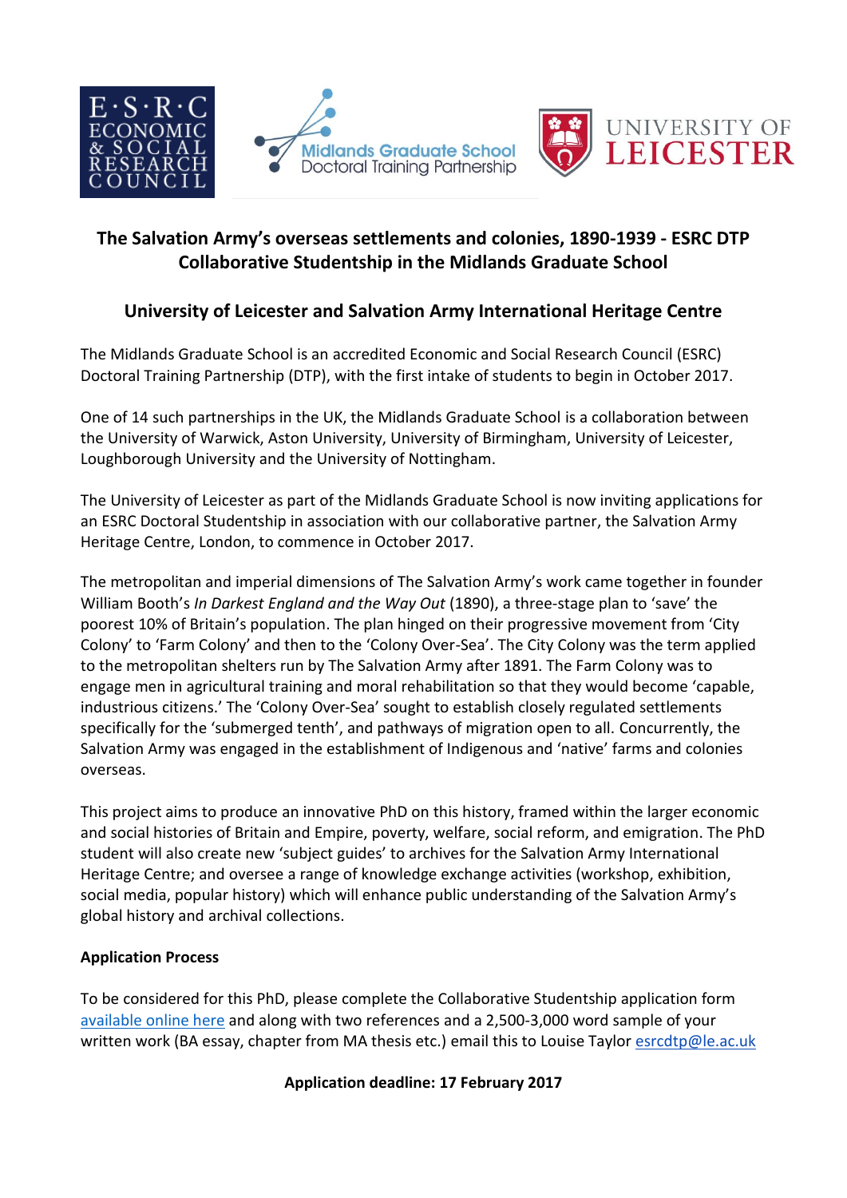# The Salvation Army's overseas settlements and colonies, 1890-1939 - ESRC DTP Collaborative Studentship in the Midlands Graduate School

## University of Leicester and Salvation Army International Heritage Centre

The Midlands Graduate School is an accredited Economic and Social Research Council (ESRC) Doctoral Training Partnership (DTP), with the first intake of students to begin in October 2017.

One of 14 such partnerships in the UK, the Midlands Graduate School is a collaboration between the University of Warwick, Aston University, University of Birmingham, University of Leicester, Loughborough University and the University of Nottingham.

The University of Leicester as part of the Midlands Graduate School is now inviting applications for an ESRC Doctoral Studentship in association with our collaborative partner, the Salvation Army Heritage Centre, London, to commence in October 2017.

The metropolitan and imperial dimensions of The Salvation Army's work came together in founder William Booth's *In Darkest England and the Way Out* (1890), a three-stage plan to 'save' the poorest 10% of Britain's population. The plan hinged on their progressive movement from 'City Colony' to 'Farm Colony' and then to the 'Colony Over-Sea'. The City Colony was the term applied to the metropolitan shelters run by The Salvation Army after 1891. The Farm Colony was to engage men in agricultural training and moral rehabilitation so that they would become 'capable, industrious citizens.' The 'Colony Over-Sea' sought to establish closely regulated settlements specifically for the 'submerged tenth', and pathways of migration open to all. Concurrently, the Salvation Army was engaged in the establishment of Indigenous and 'native' farms and colonies overseas.

This project aims to produce an innovative PhD on this history, framed within the larger economic and social histories of Britain and Empire, poverty, welfare, social reform, and emigration. The PhD student will also create new 'subject guides' to archives for the Salvation Army International Heritage Centre; and oversee a range of knowledge exchange activities (workshop, exhibition, social media, popular history) which will enhance public understanding of the Salvation Army's global history and archival collections.

**Application Process**

To be considered for this PhD, please complete the Collaborative Studentship application form available online here and along with two references and a 2,500-3,000 word sample of your written work (BA essay, chapter from MA thesis etc.) email this to Louise Taylor esrcdtp@le.ac.uk

**Application deadline: 17 February 2017**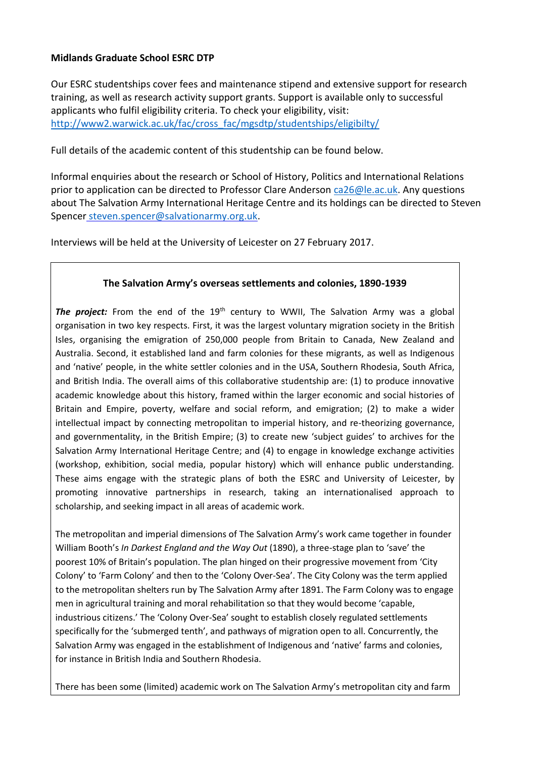**Midlands Graduate School ESRC DTP**

Our ESRC studentships cover fees and maintenance stipend and extensive support for research training, as well as research activity support grants. Support is available only to successful applicants who fulfil eligibility criteria. To check your eligibility, visit: [http://www2.warwick.ac.uk/fac/cross_fac/mgsdtp/studentships/eligibilty/](http://www2.warwick.ac.uk/fac/cross_fac/mgsdtp/studentships/eligibilty/)

Full details of the academic content of this studentship can be found below.

Informal enquiries about the research or School of History, Politics and International Relations prior to application can be directed to Professor Clare Anderson [ca26@le.ac.uk](mailto:ca26@le.ac.uk). Any questions about The Salvation Army International Heritage Centre and its holdings can be directed to Steven Spencer [steven.spencer@salvationarmy.org.uk](mailto:steven.spencer@salvationarmy.org.uk).

Interviews will be held at the University of Leicester on 27 February 2017.

### The Salvation Army's overseas settlements and colonies, 1890-1939

***The project:*** From the end of the 19th century to WWII, The Salvation Army was a global organisation in two key respects. First, it was the largest voluntary migration society in the British Isles, organising the emigration of 250,000 people from Britain to Canada, New Zealand and Australia. Second, it established land and farm colonies for these migrants, as well as Indigenous and 'native' people, in the white settler colonies and in the USA, Southern Rhodesia, South Africa, and British India. The overall aims of this collaborative studentship are: (1) to produce innovative academic knowledge about this history, framed within the larger economic and social histories of Britain and Empire, poverty, welfare and social reform, and emigration; (2) to make a wider intellectual impact by connecting metropolitan to imperial history, and re-theorizing governance, and governmentality, in the British Empire; (3) to create new 'subject guides' to archives for the Salvation Army International Heritage Centre; and (4) to engage in knowledge exchange activities (workshop, exhibition, social media, popular history) which will enhance public understanding. These aims engage with the strategic plans of both the ESRC and University of Leicester, by promoting innovative partnerships in research, taking an internationalised approach to scholarship, and seeking impact in all areas of academic work.

The metropolitan and imperial dimensions of The Salvation Army's work came together in founder William Booth's *In Darkest England and the Way Out* (1890), a three-stage plan to 'save' the poorest 10% of Britain's population. The plan hinged on their progressive movement from 'City Colony' to 'Farm Colony' and then to the 'Colony Over-Sea'. The City Colony was the term applied to the metropolitan shelters run by The Salvation Army after 1891. The Farm Colony was to engage men in agricultural training and moral rehabilitation so that they would become 'capable, industrious citizens.' The 'Colony Over-Sea' sought to establish closely regulated settlements specifically for the 'submerged tenth', and pathways of migration open to all. Concurrently, the Salvation Army was engaged in the establishment of Indigenous and 'native' farms and colonies, for instance in British India and Southern Rhodesia.

There has been some (limited) academic work on The Salvation Army's metropolitan city and farm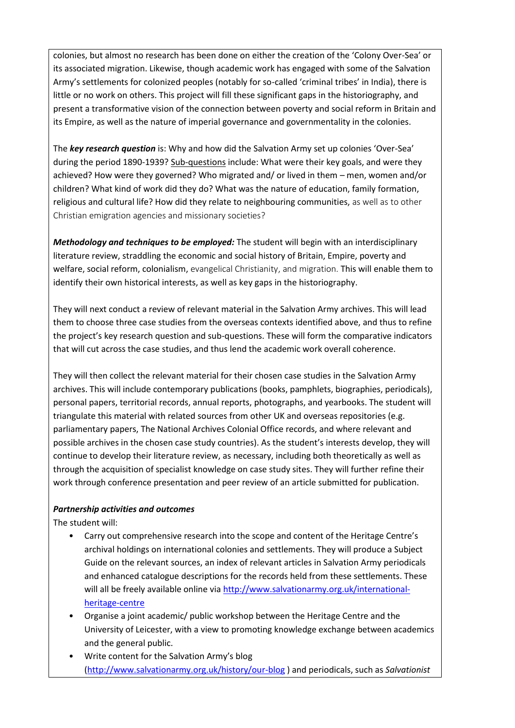colonies, but almost no research has been done on either the creation of the 'Colony Over-Sea' or its associated migration. Likewise, though academic work has engaged with some of the Salvation Army's settlements for colonized peoples (notably for so-called 'criminal tribes' in India), there is little or no work on others. This project will fill these significant gaps in the historiography, and present a transformative vision of the connection between poverty and social reform in Britain and its Empire, as well as the nature of imperial governance and governmentality in the colonies.

The ***key research question*** is: Why and how did the Salvation Army set up colonies 'Over-Sea' during the period 1890-1939? Sub-questions include: What were their key goals, and were they achieved? How were they governed? Who migrated and/ or lived in them – men, women and/or children? What kind of work did they do? What was the nature of education, family formation, religious and cultural life? How did they relate to neighbouring communities, as well as to other Christian emigration agencies and missionary societies?

***Methodology and techniques to be employed:*** The student will begin with an interdisciplinary literature review, straddling the economic and social history of Britain, Empire, poverty and welfare, social reform, colonialism, evangelical Christianity, and migration. This will enable them to identify their own historical interests, as well as key gaps in the historiography.

They will next conduct a review of relevant material in the Salvation Army archives. This will lead them to choose three case studies from the overseas contexts identified above, and thus to refine the project's key research question and sub-questions. These will form the comparative indicators that will cut across the case studies, and thus lend the academic work overall coherence.

They will then collect the relevant material for their chosen case studies in the Salvation Army archives. This will include contemporary publications (books, pamphlets, biographies, periodicals), personal papers, territorial records, annual reports, photographs, and yearbooks. The student will triangulate this material with related sources from other UK and overseas repositories (e.g. parliamentary papers, The National Archives Colonial Office records, and where relevant and possible archives in the chosen case study countries). As the student's interests develop, they will continue to develop their literature review, as necessary, including both theoretically as well as through the acquisition of specialist knowledge on case study sites. They will further refine their work through conference presentation and peer review of an article submitted for publication.

***Partnership activities and outcomes***

The student will:

- Carry out comprehensive research into the scope and content of the Heritage Centre's archival holdings on international colonies and settlements. They will produce a Subject Guide on the relevant sources, an index of relevant articles in Salvation Army periodicals and enhanced catalogue descriptions for the records held from these settlements. These will all be freely available online via http://www.salvationarmy.org.uk/international-heritage-centre
- Organise a joint academic/ public workshop between the Heritage Centre and the University of Leicester, with a view to promoting knowledge exchange between academics and the general public.
- Write content for the Salvation Army's blog (http://www.salvationarmy.org.uk/history/our-blog ) and periodicals, such as *Salvationist*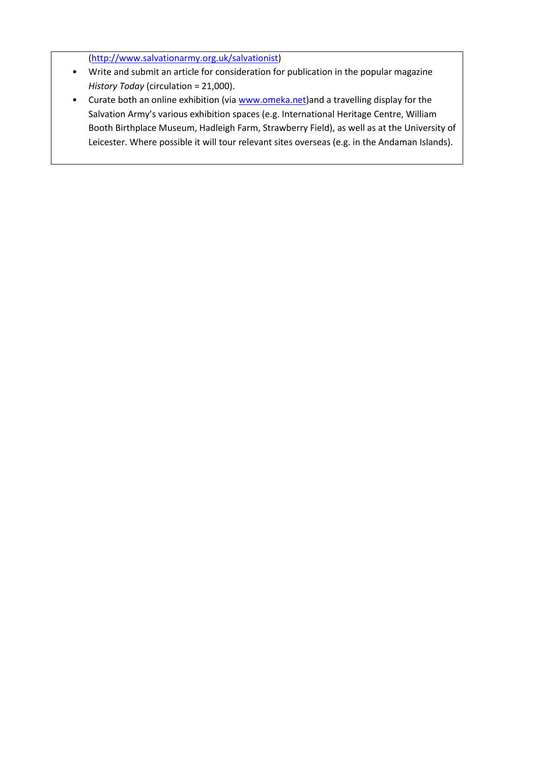(http://www.salvationarmy.org.uk/salvationist)

- Write and submit an article for consideration for publication in the popular magazine *History Today* (circulation = 21,000).
- Curate both an online exhibition (via www.omeka.net)and a travelling display for the Salvation Army's various exhibition spaces (e.g. International Heritage Centre, William Booth Birthplace Museum, Hadleigh Farm, Strawberry Field), as well as at the University of Leicester. Where possible it will tour relevant sites overseas (e.g. in the Andaman Islands).